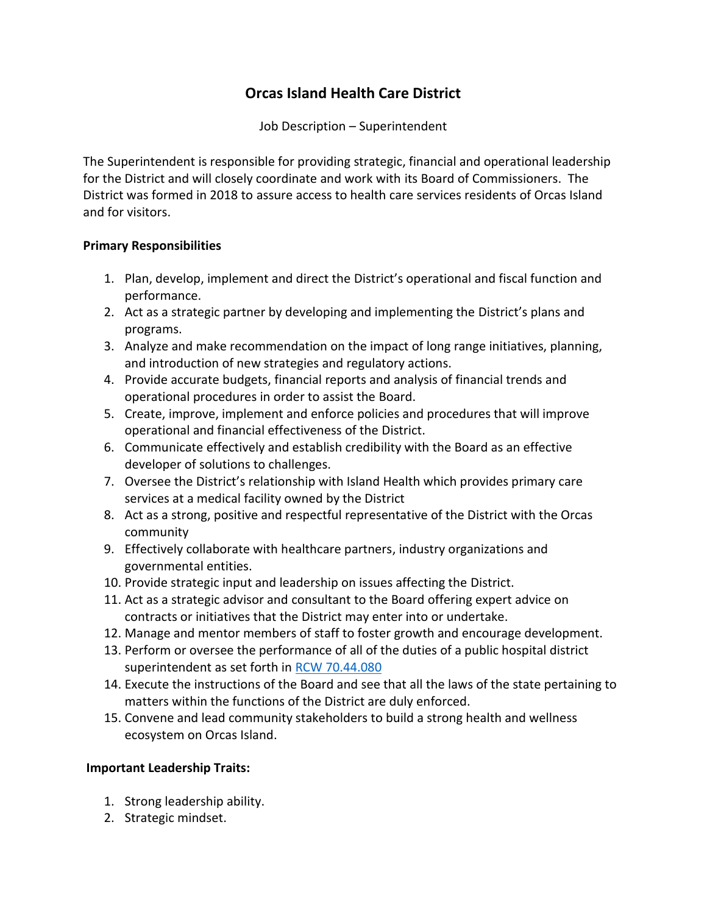# Orcas Island Health Care District

Job Description – Superintendent

The Superintendent is responsible for providing strategic, financial and operational leadership for the District and will closely coordinate and work with its Board of Commissioners. The District was formed in 2018 to assure access to health care services residents of Orcas Island and for visitors.

**Primary Responsibilities**

1. Plan, develop, implement and direct the District's operational and fiscal function and performance.
2. Act as a strategic partner by developing and implementing the District's plans and programs.
3. Analyze and make recommendation on the impact of long range initiatives, planning, and introduction of new strategies and regulatory actions.
4. Provide accurate budgets, financial reports and analysis of financial trends and operational procedures in order to assist the Board.
5. Create, improve, implement and enforce policies and procedures that will improve operational and financial effectiveness of the District.
6. Communicate effectively and establish credibility with the Board as an effective developer of solutions to challenges.
7. Oversee the District's relationship with Island Health which provides primary care services at a medical facility owned by the District
8. Act as a strong, positive and respectful representative of the District with the Orcas community
9. Effectively collaborate with healthcare partners, industry organizations and governmental entities.
10. Provide strategic input and leadership on issues affecting the District.
11. Act as a strategic advisor and consultant to the Board offering expert advice on contracts or initiatives that the District may enter into or undertake.
12. Manage and mentor members of staff to foster growth and encourage development.
13. Perform or oversee the performance of all of the duties of a public hospital district superintendent as set forth in RCW 70.44.080
14. Execute the instructions of the Board and see that all the laws of the state pertaining to matters within the functions of the District are duly enforced.
15. Convene and lead community stakeholders to build a strong health and wellness ecosystem on Orcas Island.

**Important Leadership Traits:**

1. Strong leadership ability.
2. Strategic mindset.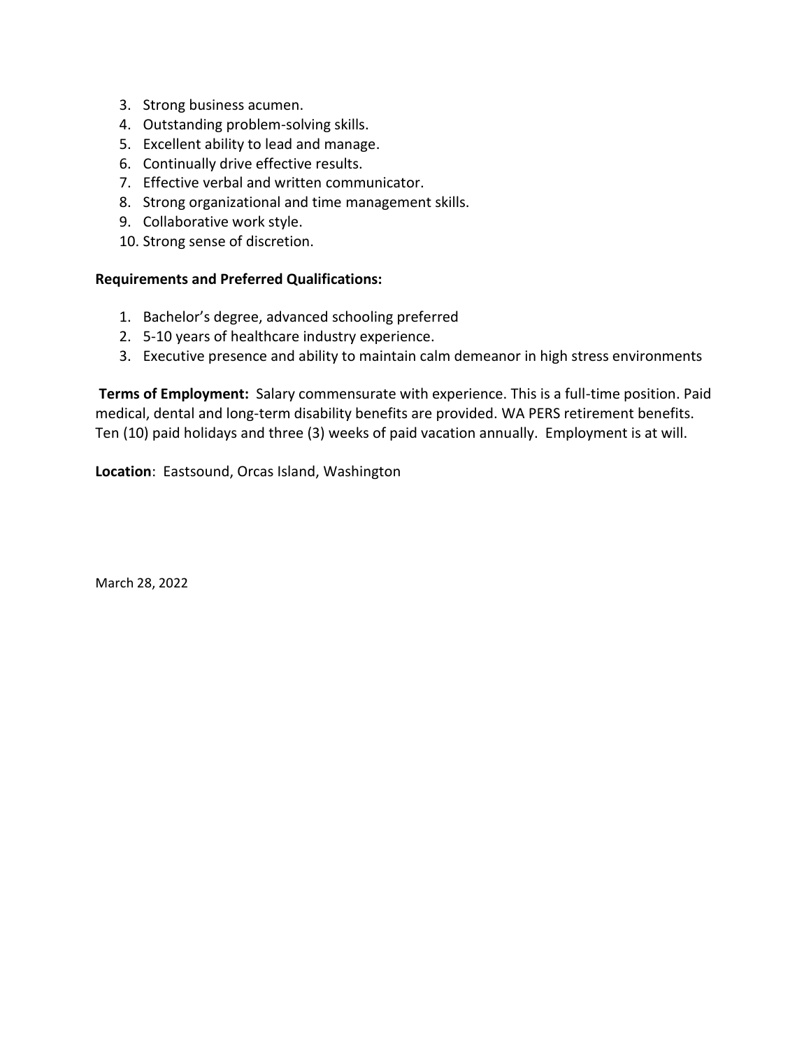3. Strong business acumen.
4. Outstanding problem-solving skills.
5. Excellent ability to lead and manage.
6. Continually drive effective results.
7. Effective verbal and written communicator.
8. Strong organizational and time management skills.
9. Collaborative work style.
10. Strong sense of discretion.

**Requirements and Preferred Qualifications:**

1. Bachelor's degree, advanced schooling preferred
2. 5-10 years of healthcare industry experience.
3. Executive presence and ability to maintain calm demeanor in high stress environments

**Terms of Employment:** Salary commensurate with experience. This is a full-time position. Paid medical, dental and long-term disability benefits are provided. WA PERS retirement benefits. Ten (10) paid holidays and three (3) weeks of paid vacation annually. Employment is at will.

**Location**: Eastsound, Orcas Island, Washington

March 28, 2022